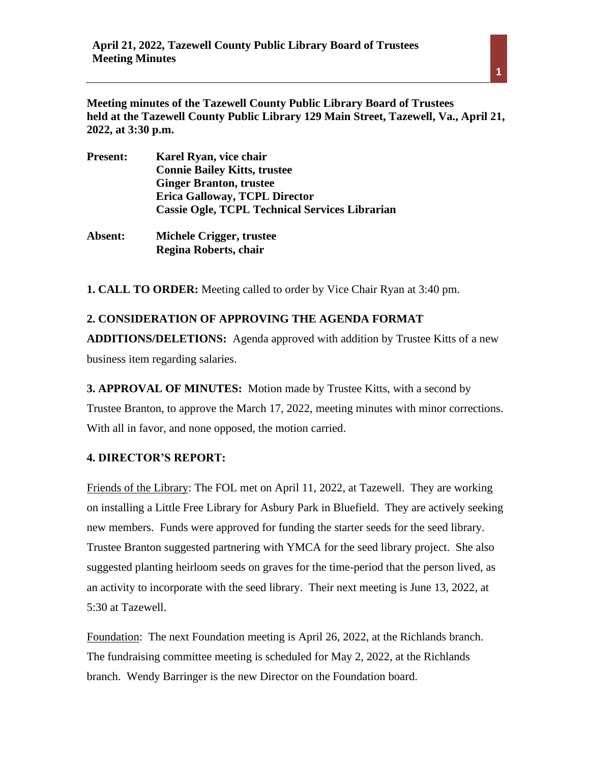**Meeting minutes of the Tazewell County Public Library Board of Trustees held at the Tazewell County Public Library 129 Main Street, Tazewell, Va., April 21, 2022, at 3:30 p.m.**

| | |
|---|---|
| **Present:** | **Karel Ryan, vice chair** |
| | **Connie Bailey Kitts, trustee** |
| | **Ginger Branton, trustee** |
| | **Erica Galloway, TCPL Director** |
| | **Cassie Ogle, TCPL Technical Services Librarian** |
| **Absent:** | **Michele Crigger, trustee** |
| | **Regina Roberts, chair** |

**1. CALL TO ORDER:** Meeting called to order by Vice Chair Ryan at 3:40 pm.

**2. CONSIDERATION OF APPROVING THE AGENDA FORMAT ADDITIONS/DELETIONS:** Agenda approved with addition by Trustee Kitts of a new business item regarding salaries.

**3. APPROVAL OF MINUTES:** Motion made by Trustee Kitts, with a second by Trustee Branton, to approve the March 17, 2022, meeting minutes with minor corrections. With all in favor, and none opposed, the motion carried.

**4. DIRECTOR'S REPORT:**

Friends of the Library: The FOL met on April 11, 2022, at Tazewell. They are working on installing a Little Free Library for Asbury Park in Bluefield. They are actively seeking new members. Funds were approved for funding the starter seeds for the seed library. Trustee Branton suggested partnering with YMCA for the seed library project. She also suggested planting heirloom seeds on graves for the time-period that the person lived, as an activity to incorporate with the seed library. Their next meeting is June 13, 2022, at 5:30 at Tazewell.

Foundation: The next Foundation meeting is April 26, 2022, at the Richlands branch. The fundraising committee meeting is scheduled for May 2, 2022, at the Richlands branch. Wendy Barringer is the new Director on the Foundation board.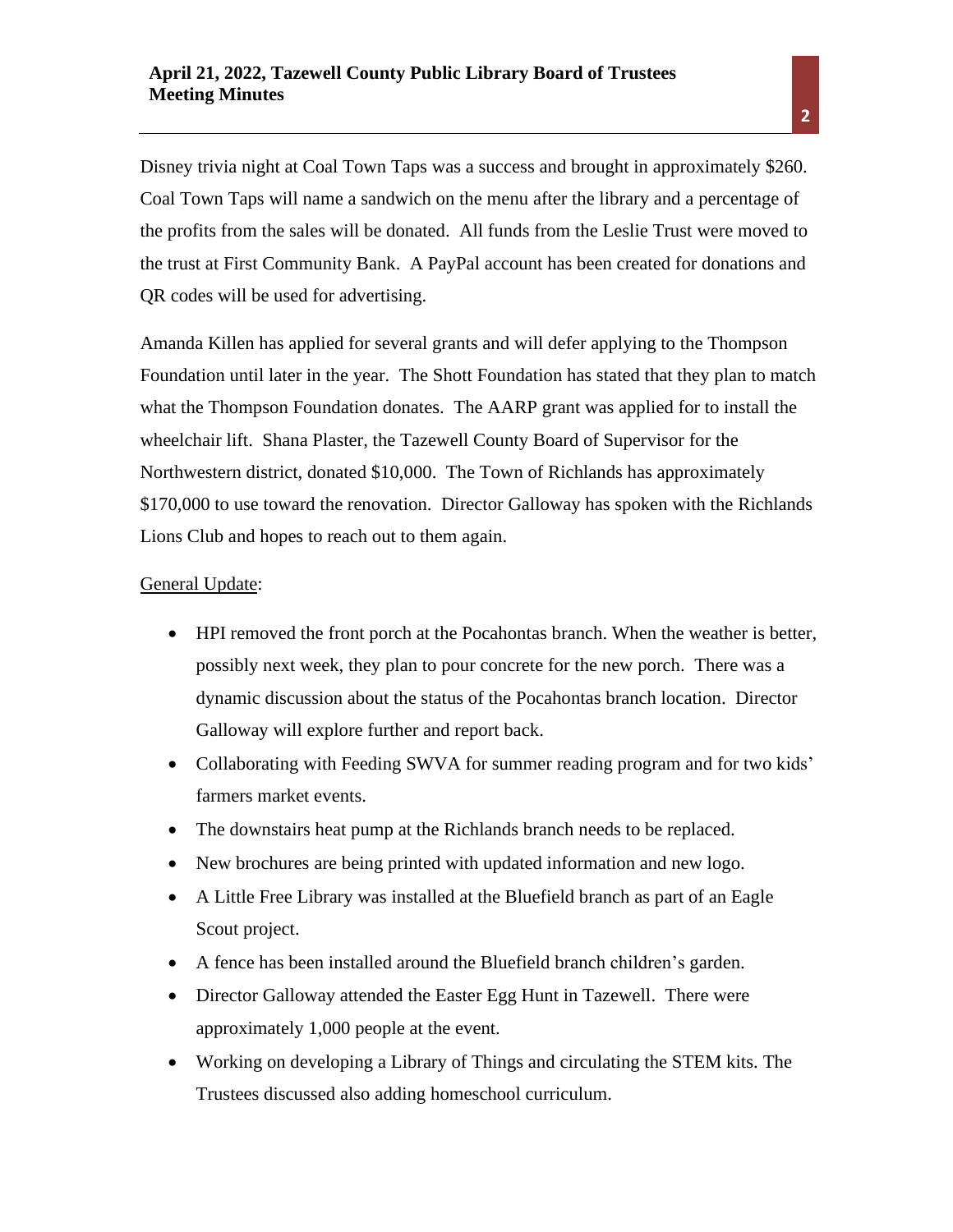Disney trivia night at Coal Town Taps was a success and brought in approximately $260. Coal Town Taps will name a sandwich on the menu after the library and a percentage of the profits from the sales will be donated. All funds from the Leslie Trust were moved to the trust at First Community Bank. A PayPal account has been created for donations and QR codes will be used for advertising.

Amanda Killen has applied for several grants and will defer applying to the Thompson Foundation until later in the year. The Shott Foundation has stated that they plan to match what the Thompson Foundation donates. The AARP grant was applied for to install the wheelchair lift. Shana Plaster, the Tazewell County Board of Supervisor for the Northwestern district, donated $10,000. The Town of Richlands has approximately $170,000 to use toward the renovation. Director Galloway has spoken with the Richlands Lions Club and hopes to reach out to them again.

General Update:

- HPI removed the front porch at the Pocahontas branch. When the weather is better, possibly next week, they plan to pour concrete for the new porch. There was a dynamic discussion about the status of the Pocahontas branch location. Director Galloway will explore further and report back.
- Collaborating with Feeding SWVA for summer reading program and for two kids' farmers market events.
- The downstairs heat pump at the Richlands branch needs to be replaced.
- New brochures are being printed with updated information and new logo.
- A Little Free Library was installed at the Bluefield branch as part of an Eagle Scout project.
- A fence has been installed around the Bluefield branch children's garden.
- Director Galloway attended the Easter Egg Hunt in Tazewell. There were approximately 1,000 people at the event.
- Working on developing a Library of Things and circulating the STEM kits. The Trustees discussed also adding homeschool curriculum.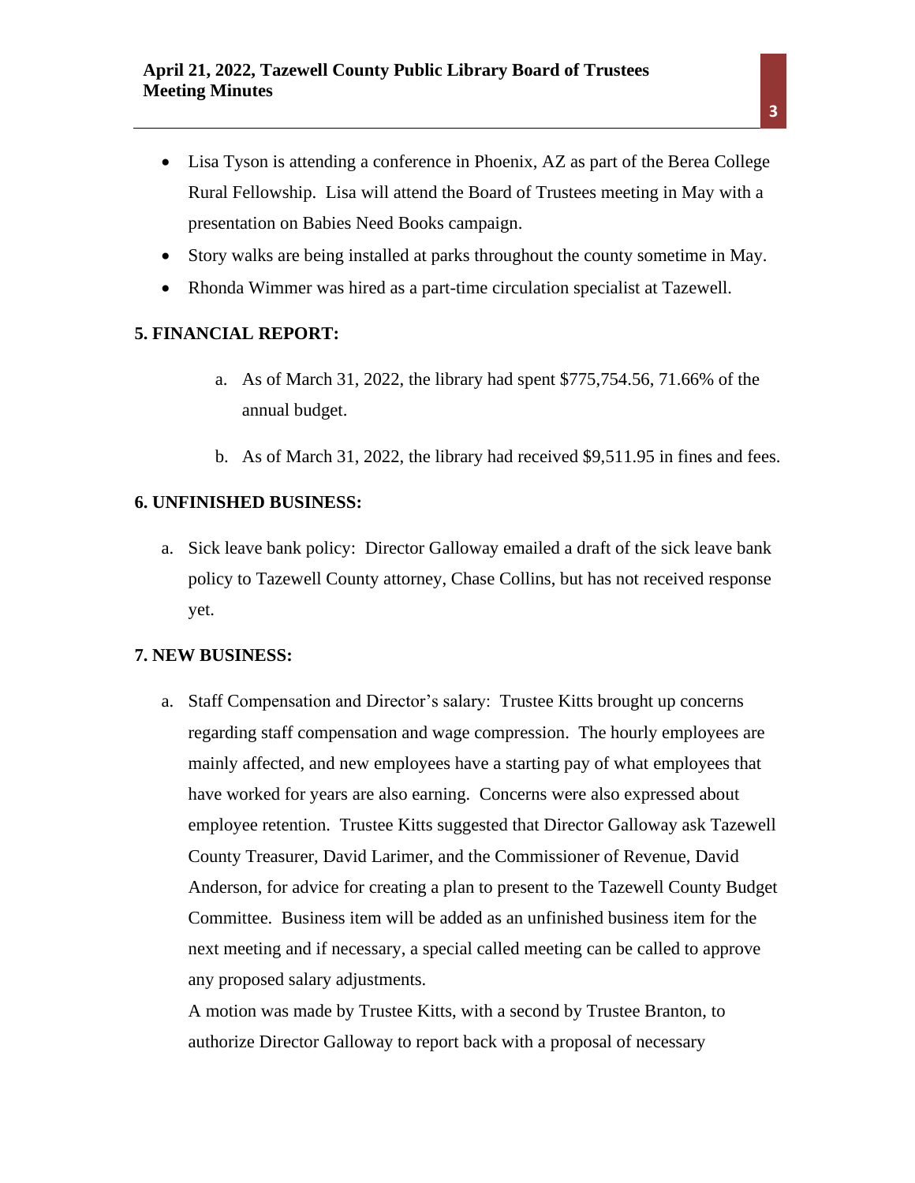- Lisa Tyson is attending a conference in Phoenix, AZ as part of the Berea College Rural Fellowship. Lisa will attend the Board of Trustees meeting in May with a presentation on Babies Need Books campaign.
- Story walks are being installed at parks throughout the county sometime in May.
- Rhonda Wimmer was hired as a part-time circulation specialist at Tazewell.

**5. FINANCIAL REPORT:**

a. As of March 31, 2022, the library had spent $775,754.56, 71.66% of the annual budget.

b. As of March 31, 2022, the library had received $9,511.95 in fines and fees.

**6. UNFINISHED BUSINESS:**

a. Sick leave bank policy: Director Galloway emailed a draft of the sick leave bank policy to Tazewell County attorney, Chase Collins, but has not received response yet.

**7. NEW BUSINESS:**

a. Staff Compensation and Director's salary: Trustee Kitts brought up concerns regarding staff compensation and wage compression. The hourly employees are mainly affected, and new employees have a starting pay of what employees that have worked for years are also earning. Concerns were also expressed about employee retention. Trustee Kitts suggested that Director Galloway ask Tazewell County Treasurer, David Larimer, and the Commissioner of Revenue, David Anderson, for advice for creating a plan to present to the Tazewell County Budget Committee. Business item will be added as an unfinished business item for the next meeting and if necessary, a special called meeting can be called to approve any proposed salary adjustments.

   A motion was made by Trustee Kitts, with a second by Trustee Branton, to authorize Director Galloway to report back with a proposal of necessary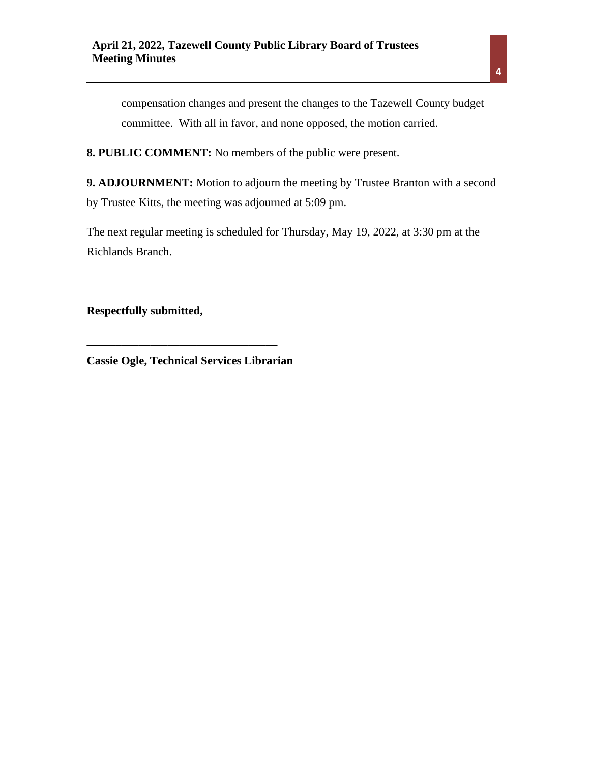compensation changes and present the changes to the Tazewell County budget committee. With all in favor, and none opposed, the motion carried.

**8. PUBLIC COMMENT:** No members of the public were present.

**9. ADJOURNMENT:** Motion to adjourn the meeting by Trustee Branton with a second by Trustee Kitts, the meeting was adjourned at 5:09 pm.

The next regular meeting is scheduled for Thursday, May 19, 2022, at 3:30 pm at the Richlands Branch.

**Respectfully submitted,**

**________________________________**

**Cassie Ogle, Technical Services Librarian**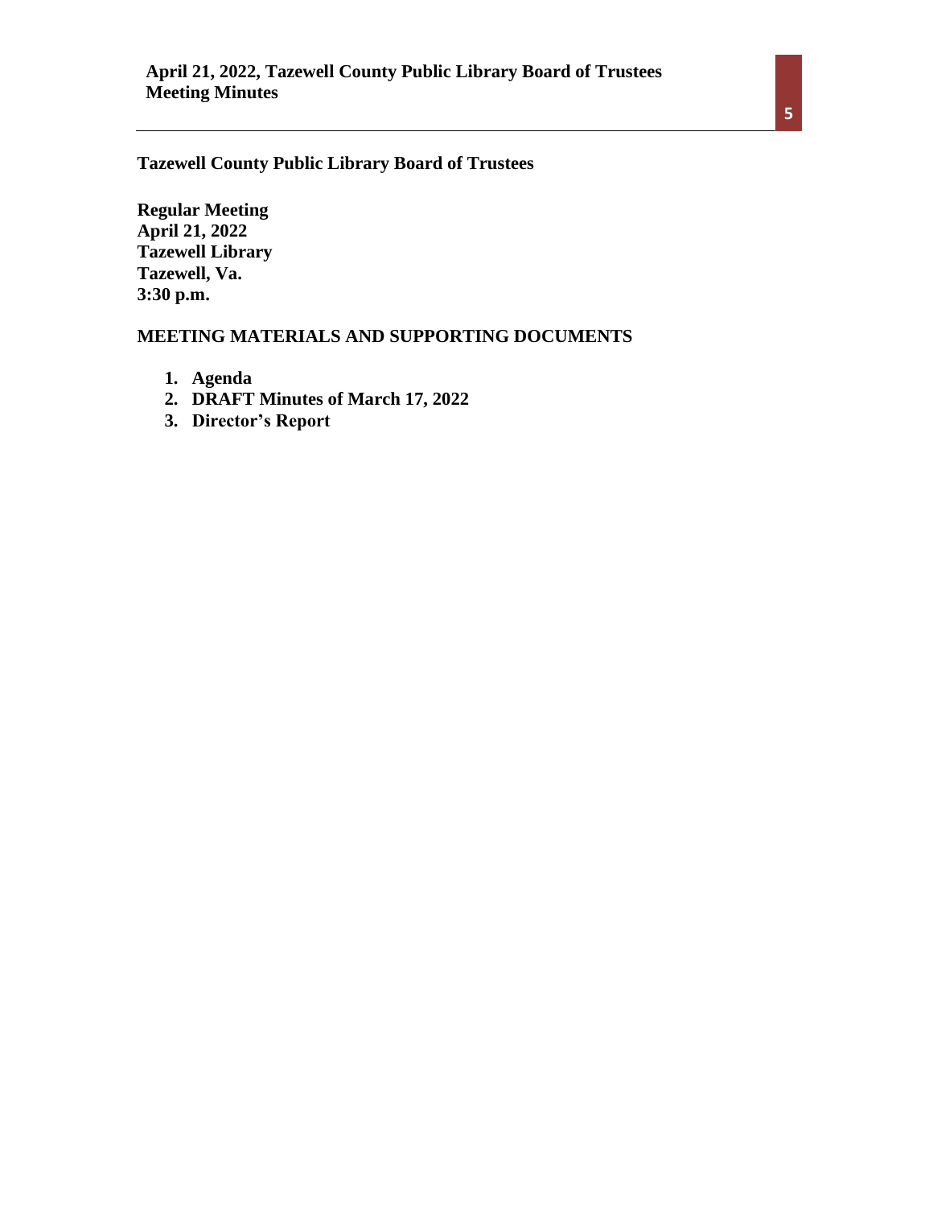**Tazewell County Public Library Board of Trustees**

**Regular Meeting**
**April 21, 2022**
**Tazewell Library**
**Tazewell, Va.**
**3:30 p.m.**

**MEETING MATERIALS AND SUPPORTING DOCUMENTS**

1. **Agenda**
2. **DRAFT Minutes of March 17, 2022**
3. **Director's Report**